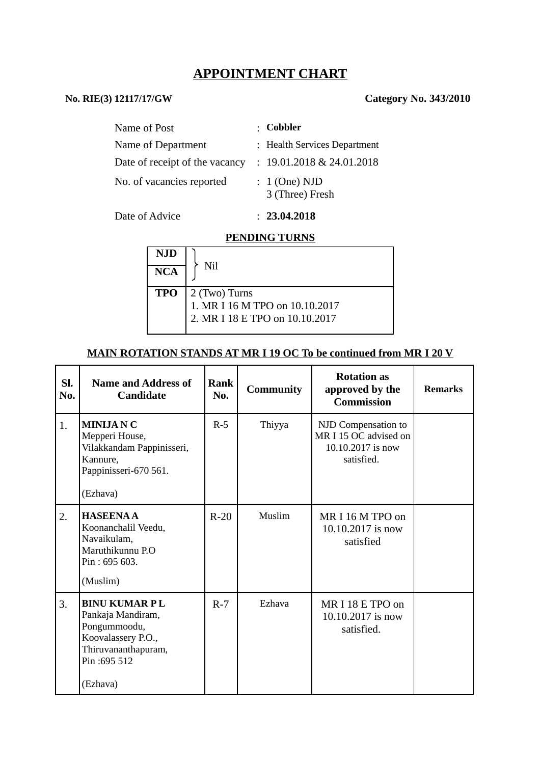# APPOINTMENT CHART

**No. RIE(3) 12117/17/GW** **Category No. 343/2010**

| | |
|---|---|
| Name of Post | : **Cobbler** |
| Name of Department | : Health Services Department |
| Date of receipt of the vacancy | : 19.01.2018 & 24.01.2018 |
| No. of vacancies reported | : 1 (One) NJD<br>3 (Three) Fresh |
| Date of Advice | : **23.04.2018** |

## PENDING TURNS

| | |
|---|---|
| **NJD** | Nil |
| **NCA** | Nil |
| **TPO** | 2 (Two) Turns<br>1. MR I 16 M TPO on 10.10.2017<br>2. MR I 18 E TPO on 10.10.2017 |

## MAIN ROTATION STANDS AT MR I 19 OC To be continued from MR I 20 V

| Sl. No. | Name and Address of Candidate | Rank No. | Community | Rotation as approved by the Commission | Remarks |
|---|---|---|---|---|---|
| 1. | **MINIJA N C**<br>Mepperi House,<br>Vilakkandam Pappinisseri,<br>Kannure,<br>Pappinisseri-670 561.<br><br>(Ezhava) | R-5 | Thiyya | NJD Compensation to MR I 15 OC advised on 10.10.2017 is now satisfied. | |
| 2. | **HASEENA A**<br>Koonanchalil Veedu,<br>Navaikulam,<br>Maruthikunnu P.O<br>Pin : 695 603.<br><br>(Muslim) | R-20 | Muslim | MR I 16 M TPO on 10.10.2017 is now satisfied | |
| 3. | **BINU KUMAR P L**<br>Pankaja Mandiram,<br>Pongummoodu,<br>Koovalassery P.O.,<br>Thiruvananthapuram,<br>Pin :695 512<br><br>(Ezhava) | R-7 | Ezhava | MR I 18 E TPO on 10.10.2017 is now satisfied. | |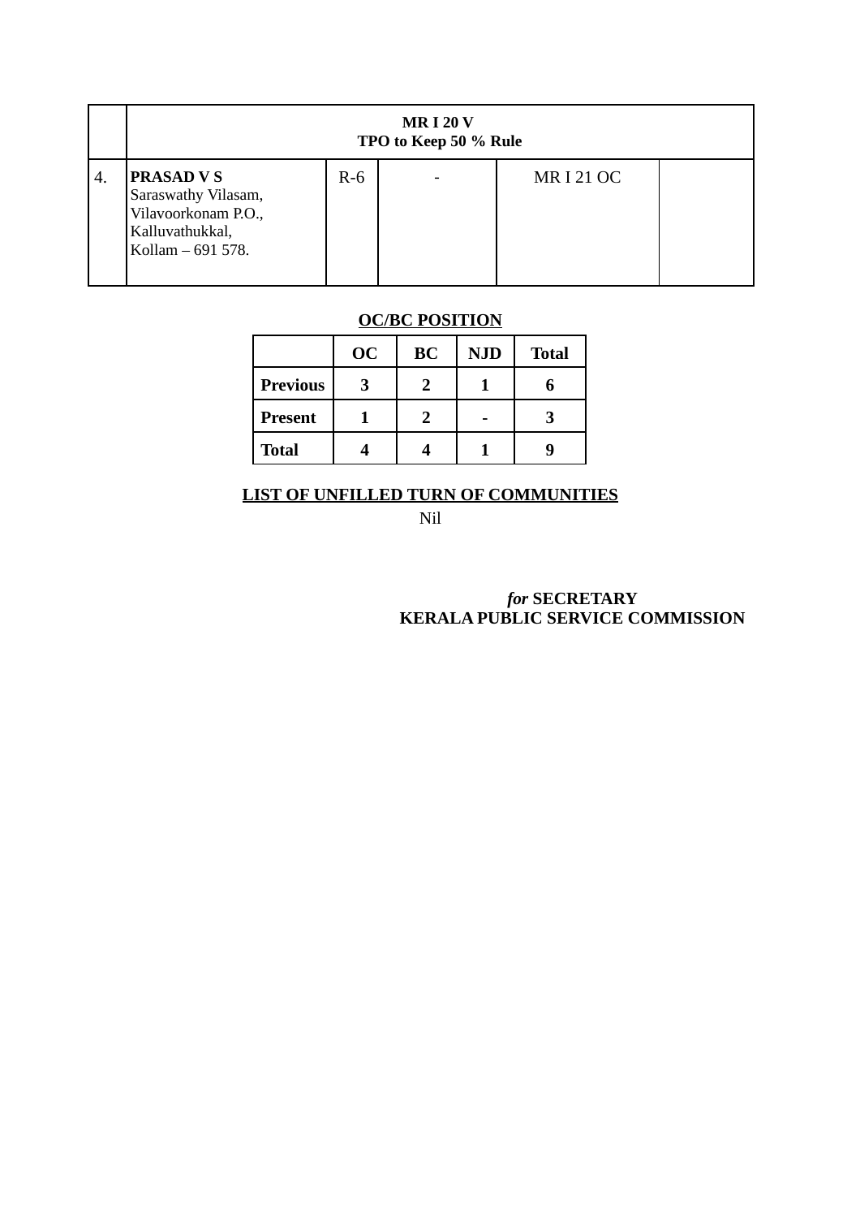| | | | | | |
|---|---|---|---|---|---|
| | **MR I 20 V**<br>**TPO to Keep 50 % Rule** | | | | |
| 4. | **PRASAD V S**<br>Saraswathy Vilasam,<br>Vilavoorkonam P.O.,<br>Kalluvathukkal,<br>Kollam – 691 578. | R-6 | - | MR I 21 OC | |

**OC/BC POSITION**

| | OC | BC | NJD | Total |
|---|---|---|---|---|
| **Previous** | **3** | **2** | **1** | **6** |
| **Present** | **1** | **2** | **-** | **3** |
| **Total** | **4** | **4** | **1** | **9** |

**LIST OF UNFILLED TURN OF COMMUNITIES**

Nil

***for*** **SECRETARY**
**KERALA PUBLIC SERVICE COMMISSION**